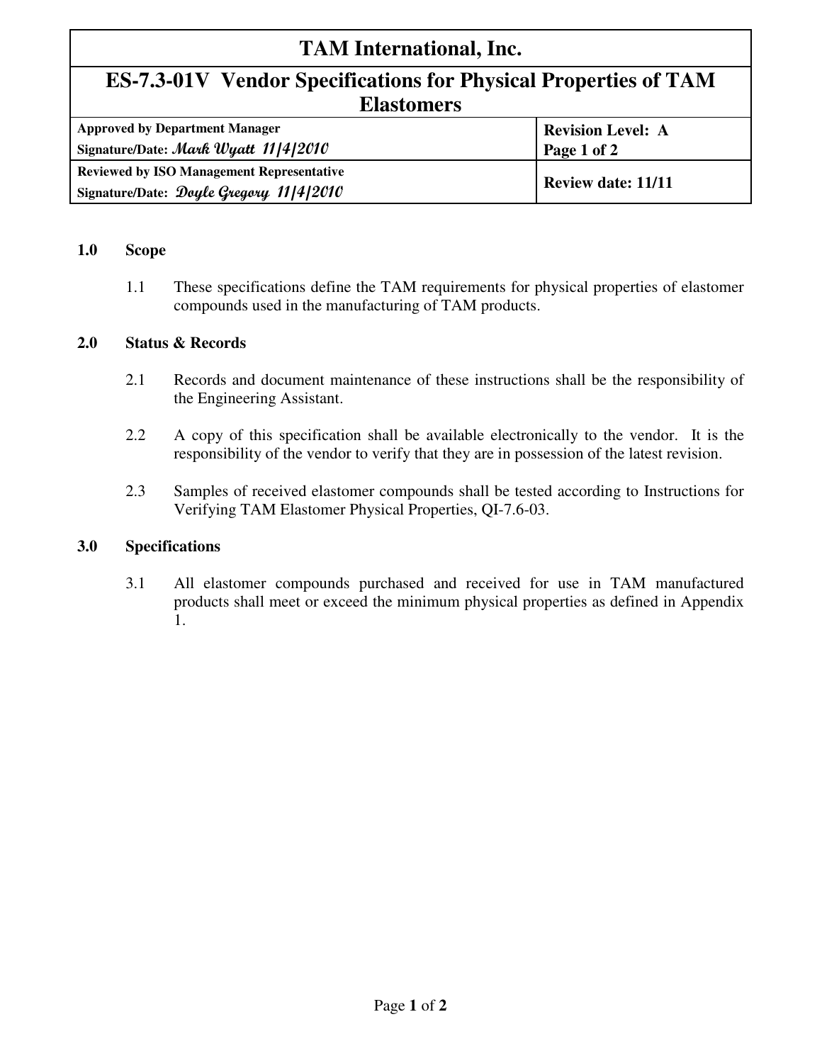# TAM International, Inc.

## ES-7.3-01V Vendor Specifications for Physical Properties of TAM Elastomers

| Approved by Department Manager<br>Signature/Date: *Mark Wyatt 11/4/2010* | Revision Level: A<br>Page 1 of 2 |
|---|---|
| **Reviewed by ISO Management Representative**<br>**Signature/Date:** *Doyle Gregory 11/4/2010* | **Review date: 11/11** |

**1.0 Scope**

1.1 These specifications define the TAM requirements for physical properties of elastomer compounds used in the manufacturing of TAM products.

**2.0 Status & Records**

2.1 Records and document maintenance of these instructions shall be the responsibility of the Engineering Assistant.

2.2 A copy of this specification shall be available electronically to the vendor. It is the responsibility of the vendor to verify that they are in possession of the latest revision.

2.3 Samples of received elastomer compounds shall be tested according to Instructions for Verifying TAM Elastomer Physical Properties, QI-7.6-03.

**3.0 Specifications**

3.1 All elastomer compounds purchased and received for use in TAM manufactured products shall meet or exceed the minimum physical properties as defined in Appendix 1.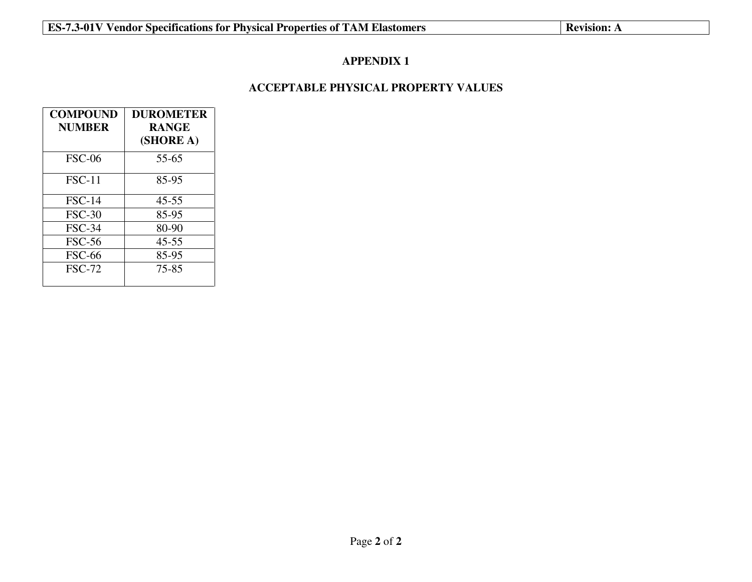# APPENDIX 1

## ACCEPTABLE PHYSICAL PROPERTY VALUES

| COMPOUND NUMBER | DUROMETER RANGE (SHORE A) |
|---|---|
| FSC-06 | 55-65 |
| FSC-11 | 85-95 |
| FSC-14 | 45-55 |
| FSC-30 | 85-95 |
| FSC-34 | 80-90 |
| FSC-56 | 45-55 |
| FSC-66 | 85-95 |
| FSC-72 | 75-85 |